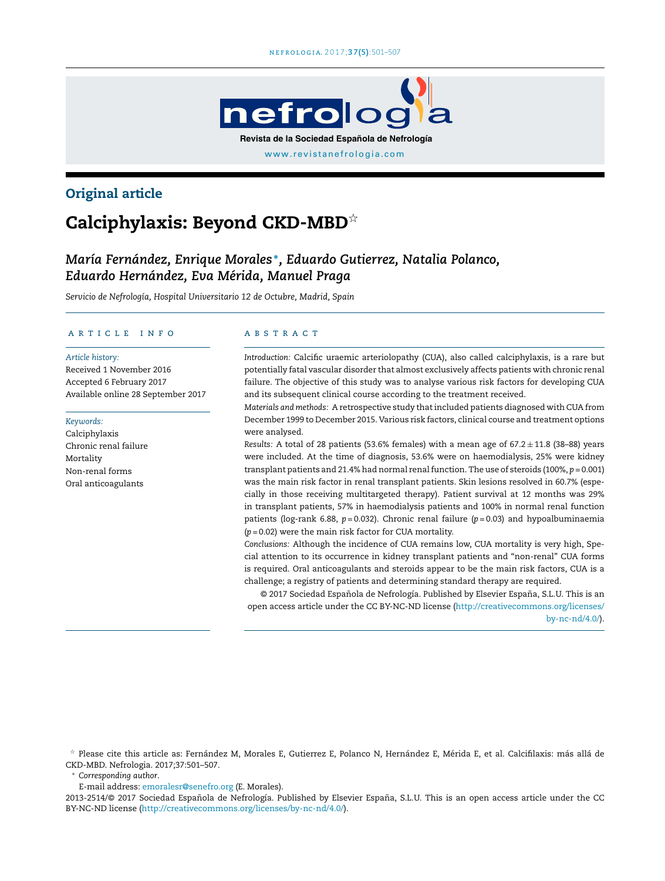Original article

# Calciphylaxis: Beyond CKD-MBD☆

*María Fernández, Enrique Morales\*, Eduardo Gutierrez, Natalia Polanco, Eduardo Hernández, Eva Mérida, Manuel Praga*

*Servicio de Nefrología, Hospital Universitario 12 de Octubre, Madrid, Spain*

## ARTICLE INFO

*Article history:*
Received 1 November 2016
Accepted 6 February 2017
Available online 28 September 2017

*Keywords:*
Calciphylaxis
Chronic renal failure
Mortality
Non-renal forms
Oral anticoagulants

## ABSTRACT

*Introduction:* Calcific uraemic arteriolopathy (CUA), also called calciphylaxis, is a rare but potentially fatal vascular disorder that almost exclusively affects patients with chronic renal failure. The objective of this study was to analyse various risk factors for developing CUA and its subsequent clinical course according to the treatment received.

*Materials and methods:* A retrospective study that included patients diagnosed with CUA from December 1999 to December 2015. Various risk factors, clinical course and treatment options were analysed.

*Results:* A total of 28 patients (53.6% females) with a mean age of $67.2 \pm 11.8$ (38–88) years were included. At the time of diagnosis, 53.6% were on haemodialysis, 25% were kidney transplant patients and 21.4% had normal renal function. The use of steroids (100%, $p = 0.001$) was the main risk factor in renal transplant patients. Skin lesions resolved in 60.7% (especially in those receiving multitargeted therapy). Patient survival at 12 months was 29% in transplant patients, 57% in haemodialysis patients and 100% in normal renal function patients (log-rank 6.88, $p = 0.032$). Chronic renal failure ($p = 0.03$) and hypoalbuminaemia ($p = 0.02$) were the main risk factor for CUA mortality.

*Conclusions:* Although the incidence of CUA remains low, CUA mortality is very high, Special attention to its occurrence in kidney transplant patients and "non-renal" CUA forms is required. Oral anticoagulants and steroids appear to be the main risk factors, CUA is a challenge; a registry of patients and determining standard therapy are required.

© 2017 Sociedad Española de Nefrología. Published by Elsevier España, S.L.U. This is an open access article under the CC BY-NC-ND license (http://creativecommons.org/licenses/by-nc-nd/4.0/).

☆ Please cite this article as: Fernández M, Morales E, Gutierrez E, Polanco N, Hernández E, Mérida E, et al. Calcifilaxis: más allá de CKD-MBD. Nefrologia. 2017;37:501–507.

\* *Corresponding author*.
E-mail address: emoralesr@senefro.org (E. Morales).

2013-2514/© 2017 Sociedad Española de Nefrología. Published by Elsevier España, S.L.U. This is an open access article under the CC BY-NC-ND license (http://creativecommons.org/licenses/by-nc-nd/4.0/).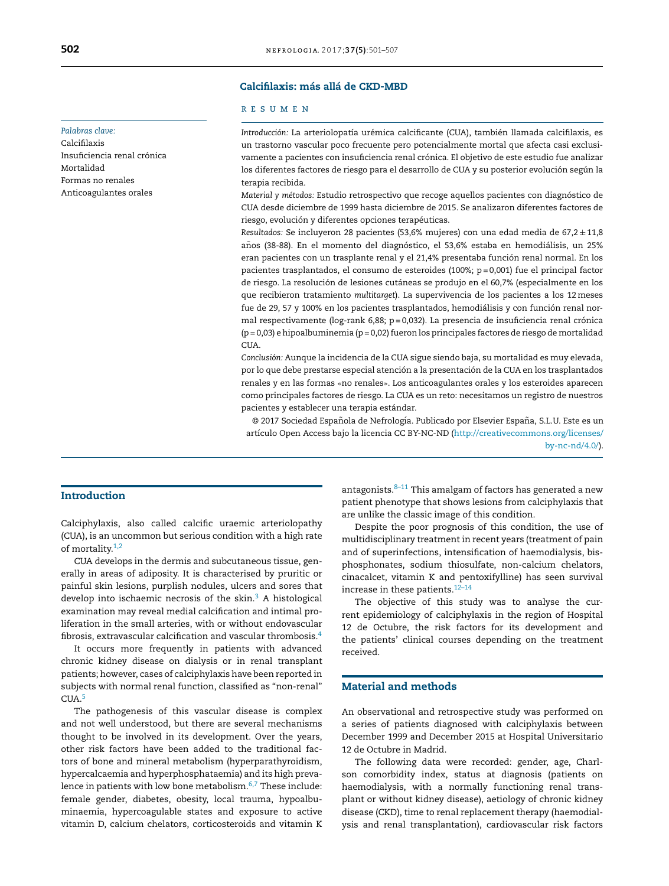## Calcifilaxis: más allá de CKD-MBD

### R E S U M E N

*Palabras clave:*
Calcifilaxis
Insuficiencia renal crónica
Mortalidad
Formas no renales
Anticoagulantes orales

*Introducción:* La arteriolopatía urémica calcificante (CUA), también llamada calcifilaxis, es un trastorno vascular poco frecuente pero potencialmente mortal que afecta casi exclusivamente a pacientes con insuficiencia renal crónica. El objetivo de este estudio fue analizar los diferentes factores de riesgo para el desarrollo de CUA y su posterior evolución según la terapia recibida.

*Material y métodos:* Estudio retrospectivo que recoge aquellos pacientes con diagnóstico de CUA desde diciembre de 1999 hasta diciembre de 2015. Se analizaron diferentes factores de riesgo, evolución y diferentes opciones terapéuticas.

*Resultados:* Se incluyeron 28 pacientes (53,6% mujeres) con una edad media de 67,2 ± 11,8 años (38-88). En el momento del diagnóstico, el 53,6% estaba en hemodiálisis, un 25% eran pacientes con un trasplante renal y el 21,4% presentaba función renal normal. En los pacientes trasplantados, el consumo de esteroides (100%; p = 0,001) fue el principal factor de riesgo. La resolución de lesiones cutáneas se produjo en el 60,7% (especialmente en los que recibieron tratamiento *multitarget*). La supervivencia de los pacientes a los 12 meses fue de 29, 57 y 100% en los pacientes trasplantados, hemodiálisis y con función renal normal respectivamente (log-rank 6,88; p = 0,032). La presencia de insuficiencia renal crónica (p = 0,03) e hipoalbuminemia (p = 0,02) fueron los principales factores de riesgo de mortalidad CUA.

*Conclusión:* Aunque la incidencia de la CUA sigue siendo baja, su mortalidad es muy elevada, por lo que debe prestarse especial atención a la presentación de la CUA en los trasplantados renales y en las formas «no renales». Los anticoagulantes orales y los esteroides aparecen como principales factores de riesgo. La CUA es un reto: necesitamos un registro de nuestros pacientes y establecer una terapia estándar.

© 2017 Sociedad Española de Nefrología. Publicado por Elsevier España, S.L.U. Este es un artículo Open Access bajo la licencia CC BY-NC-ND (http://creativecommons.org/licenses/by-nc-nd/4.0/).

## Introduction

Calciphylaxis, also called calcific uraemic arteriolopathy (CUA), is an uncommon but serious condition with a high rate of mortality.[1,2]

CUA develops in the dermis and subcutaneous tissue, generally in areas of adiposity. It is characterised by pruritic or painful skin lesions, purplish nodules, ulcers and sores that develop into ischaemic necrosis of the skin.[3] A histological examination may reveal medial calcification and intimal proliferation in the small arteries, with or without endovascular fibrosis, extravascular calcification and vascular thrombosis.[4]

It occurs more frequently in patients with advanced chronic kidney disease on dialysis or in renal transplant patients; however, cases of calciphylaxis have been reported in subjects with normal renal function, classified as "non-renal" CUA.[5]

The pathogenesis of this vascular disease is complex and not well understood, but there are several mechanisms thought to be involved in its development. Over the years, other risk factors have been added to the traditional factors of bone and mineral metabolism (hyperparathyroidism, hypercalcaemia and hyperphosphataemia) and its high prevalence in patients with low bone metabolism.[6,7] These include: female gender, diabetes, obesity, local trauma, hypoalbuminaemia, hypercoagulable states and exposure to active vitamin D, calcium chelators, corticosteroids and vitamin K antagonists.[8–11] This amalgam of factors has generated a new patient phenotype that shows lesions from calciphylaxis that are unlike the classic image of this condition.

Despite the poor prognosis of this condition, the use of multidisciplinary treatment in recent years (treatment of pain and of superinfections, intensification of haemodialysis, bisphosphonates, sodium thiosulfate, non-calcium chelators, cinacalcet, vitamin K and pentoxifylline) has seen survival increase in these patients.[12–14]

The objective of this study was to analyse the current epidemiology of calciphylaxis in the region of Hospital 12 de Octubre, the risk factors for its development and the patients' clinical courses depending on the treatment received.

## Material and methods

An observational and retrospective study was performed on a series of patients diagnosed with calciphylaxis between December 1999 and December 2015 at Hospital Universitario 12 de Octubre in Madrid.

The following data were recorded: gender, age, Charlson comorbidity index, status at diagnosis (patients on haemodialysis, with a normally functioning renal transplant or without kidney disease), aetiology of chronic kidney disease (CKD), time to renal replacement therapy (haemodialysis and renal transplantation), cardiovascular risk factors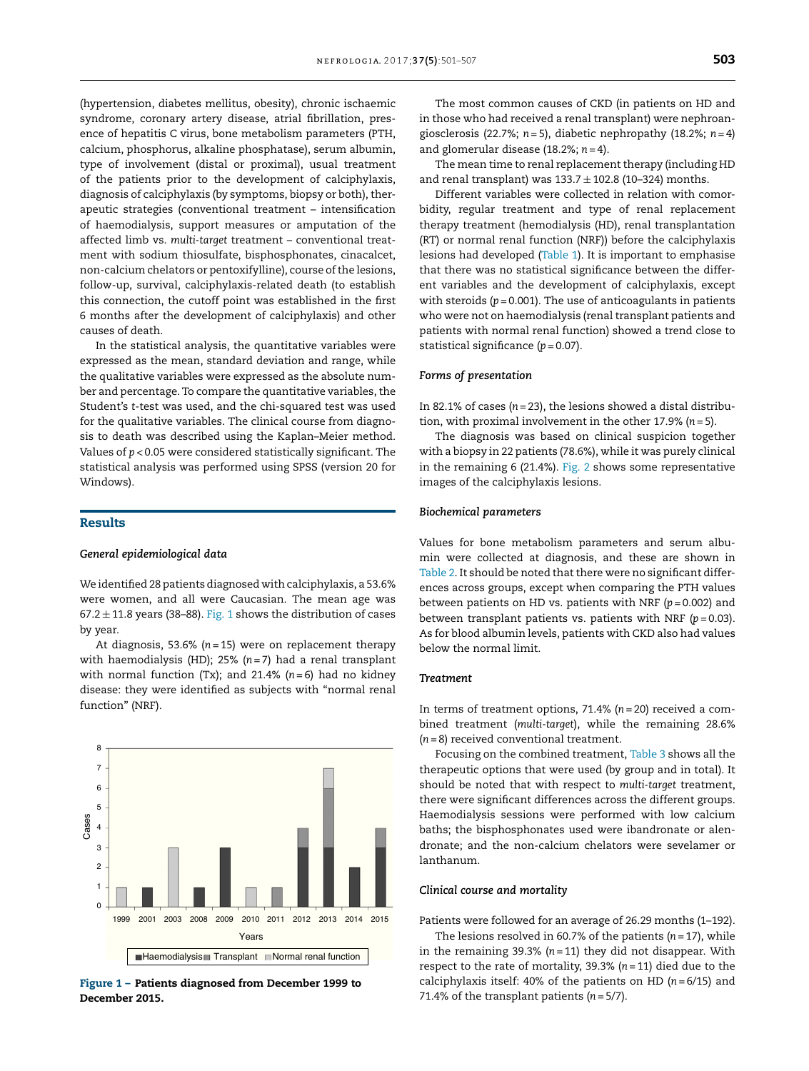(hypertension, diabetes mellitus, obesity), chronic ischaemic syndrome, coronary artery disease, atrial fibrillation, presence of hepatitis C virus, bone metabolism parameters (PTH, calcium, phosphorus, alkaline phosphatase), serum albumin, type of involvement (distal or proximal), usual treatment of the patients prior to the development of calciphylaxis, diagnosis of calciphylaxis (by symptoms, biopsy or both), therapeutic strategies (conventional treatment – intensification of haemodialysis, support measures or amputation of the affected limb vs. *multi-target* treatment – conventional treatment with sodium thiosulfate, bisphosphonates, cinacalcet, non-calcium chelators or pentoxifylline), course of the lesions, follow-up, survival, calciphylaxis-related death (to establish this connection, the cutoff point was established in the first 6 months after the development of calciphylaxis) and other causes of death.

In the statistical analysis, the quantitative variables were expressed as the mean, standard deviation and range, while the qualitative variables were expressed as the absolute number and percentage. To compare the quantitative variables, the Student's *t*-test was used, and the chi-squared test was used for the qualitative variables. The clinical course from diagnosis to death was described using the Kaplan–Meier method. Values of $p < 0.05$ were considered statistically significant. The statistical analysis was performed using SPSS (version 20 for Windows).

## Results

### *General epidemiological data*

We identified 28 patients diagnosed with calciphylaxis, a 53.6% were women, and all were Caucasian. The mean age was $67.2 \pm 11.8$ years (38–88). Fig. 1 shows the distribution of cases by year.

At diagnosis, 53.6% ($n = 15$) were on replacement therapy with haemodialysis (HD); 25% ($n = 7$) had a renal transplant with normal function (Tx); and 21.4% ($n = 6$) had no kidney disease: they were identified as subjects with "normal renal function" (NRF).

**Figure 1 – Patients diagnosed from December 1999 to December 2015.**

The most common causes of CKD (in patients on HD and in those who had received a renal transplant) were nephroangiosclerosis (22.7%; $n = 5$), diabetic nephropathy (18.2%; $n = 4$) and glomerular disease (18.2%; $n = 4$).

The mean time to renal replacement therapy (including HD and renal transplant) was $133.7 \pm 102.8$ (10–324) months.

Different variables were collected in relation with comorbidity, regular treatment and type of renal replacement therapy treatment (hemodialysis (HD), renal transplantation (RT) or normal renal function (NRF)) before the calciphylaxis lesions had developed (Table 1). It is important to emphasise that there was no statistical significance between the different variables and the development of calciphylaxis, except with steroids ($p = 0.001$). The use of anticoagulants in patients who were not on haemodialysis (renal transplant patients and patients with normal renal function) showed a trend close to statistical significance ($p = 0.07$).

### *Forms of presentation*

In 82.1% of cases ($n = 23$), the lesions showed a distal distribution, with proximal involvement in the other 17.9% ($n = 5$).

The diagnosis was based on clinical suspicion together with a biopsy in 22 patients (78.6%), while it was purely clinical in the remaining 6 (21.4%). Fig. 2 shows some representative images of the calciphylaxis lesions.

### *Biochemical parameters*

Values for bone metabolism parameters and serum albumin were collected at diagnosis, and these are shown in Table 2. It should be noted that there were no significant differences across groups, except when comparing the PTH values between patients on HD vs. patients with NRF ($p = 0.002$) and between transplant patients vs. patients with NRF ($p = 0.03$). As for blood albumin levels, patients with CKD also had values below the normal limit.

### *Treatment*

In terms of treatment options, 71.4% ($n = 20$) received a combined treatment (*multi-target*), while the remaining 28.6% ($n = 8$) received conventional treatment.

Focusing on the combined treatment, Table 3 shows all the therapeutic options that were used (by group and in total). It should be noted that with respect to *multi-target* treatment, there were significant differences across the different groups. Haemodialysis sessions were performed with low calcium baths; the bisphosphonates used were ibandronate or alendronate; and the non-calcium chelators were sevelamer or lanthanum.

### *Clinical course and mortality*

Patients were followed for an average of 26.29 months (1–192).

The lesions resolved in 60.7% of the patients ($n = 17$), while in the remaining 39.3% ($n = 11$) they did not disappear. With respect to the rate of mortality, 39.3% ($n = 11$) died due to the calciphylaxis itself: 40% of the patients on HD ($n = 6/15$) and 71.4% of the transplant patients ($n = 5/7$).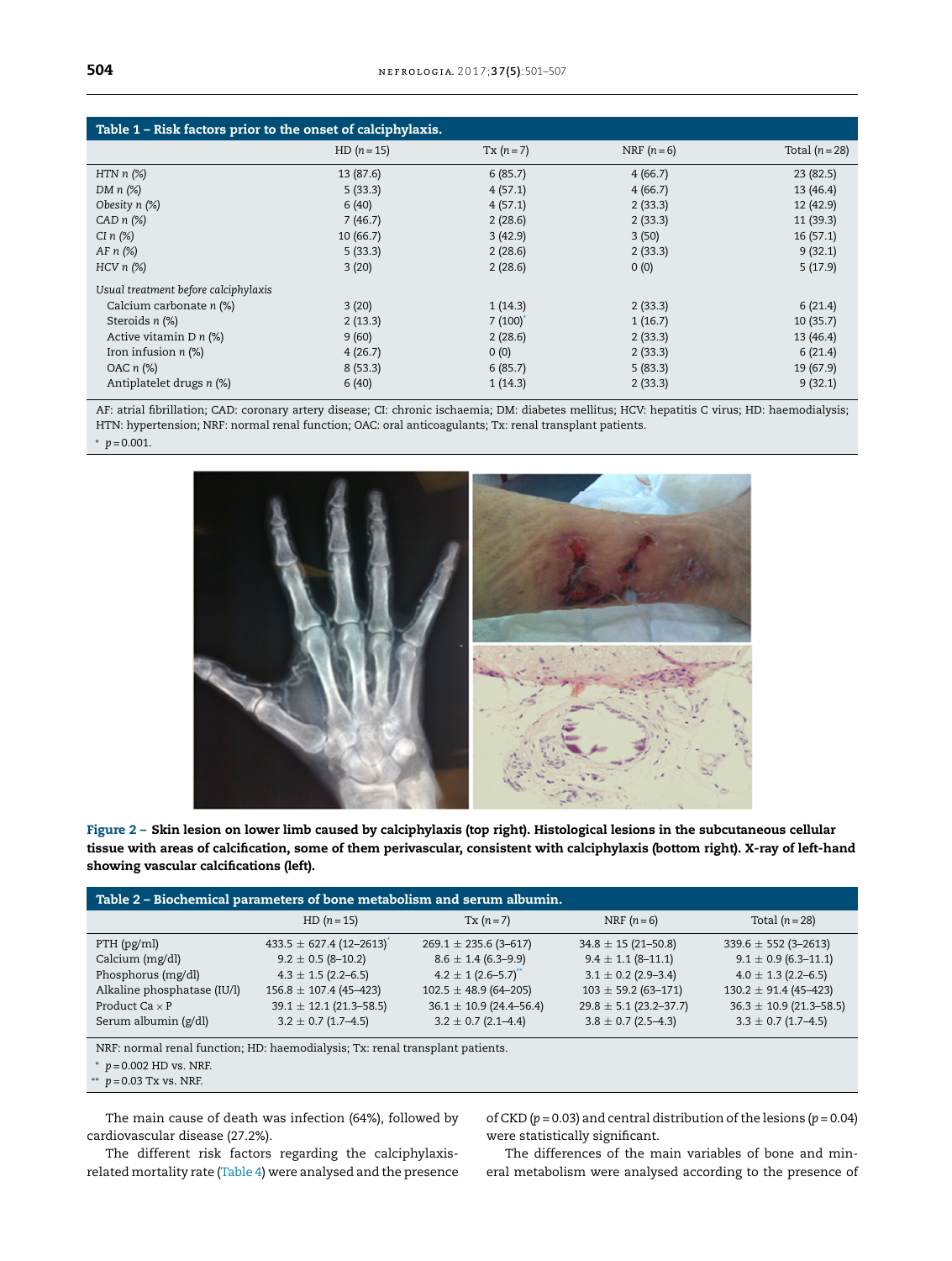**Table 1 – Risk factors prior to the onset of calciphylaxis.**

| | HD ($n = 15$) | Tx ($n = 7$) | NRF ($n = 6$) | Total ($n = 28$) |
|---|---|---|---|---|
| *HTN n (%)* | 13 (87.6) | 6 (85.7) | 4 (66.7) | 23 (82.5) |
| *DM n (%)* | 5 (33.3) | 4 (57.1) | 4 (66.7) | 13 (46.4) |
| *Obesity n (%)* | 6 (40) | 4 (57.1) | 2 (33.3) | 12 (42.9) |
| *CAD n (%)* | 7 (46.7) | 2 (28.6) | 2 (33.3) | 11 (39.3) |
| *CI n (%)* | 10 (66.7) | 3 (42.9) | 3 (50) | 16 (57.1) |
| *AF n (%)* | 5 (33.3) | 2 (28.6) | 2 (33.3) | 9 (32.1) |
| *HCV n (%)* | 3 (20) | 2 (28.6) | 0 (0) | 5 (17.9) |
| *Usual treatment before calciphylaxis* | | | | |
| Calcium carbonate *n* (%) | 3 (20) | 1 (14.3) | 2 (33.3) | 6 (21.4) |
| Steroids *n* (%) | 2 (13.3) | 7 (100)* | 1 (16.7) | 10 (35.7) |
| Active vitamin D *n* (%) | 9 (60) | 2 (28.6) | 2 (33.3) | 13 (46.4) |
| Iron infusion *n* (%) | 4 (26.7) | 0 (0) | 2 (33.3) | 6 (21.4) |
| OAC *n* (%) | 8 (53.3) | 6 (85.7) | 5 (83.3) | 19 (67.9) |
| Antiplatelet drugs *n* (%) | 6 (40) | 1 (14.3) | 2 (33.3) | 9 (32.1) |

AF: atrial fibrillation; CAD: coronary artery disease; CI: chronic ischaemia; DM: diabetes mellitus; HCV: hepatitis C virus; HD: haemodialysis; HTN: hypertension; NRF: normal renal function; OAC: oral anticoagulants; Tx: renal transplant patients.

\* $p = 0.001$.

**Figure 2 – Skin lesion on lower limb caused by calciphylaxis (top right). Histological lesions in the subcutaneous cellular tissue with areas of calcification, some of them perivascular, consistent with calciphylaxis (bottom right). X-ray of left-hand showing vascular calcifications (left).**

**Table 2 – Biochemical parameters of bone metabolism and serum albumin.**

| | HD ($n = 15$) | Tx ($n = 7$) | NRF ($n = 6$) | Total ($n = 28$) |
|---|---|---|---|---|
| PTH (pg/ml) | 433.5 ± 627.4 (12–2613)* | 269.1 ± 235.6 (3–617) | 34.8 ± 15 (21–50.8) | 339.6 ± 552 (3–2613) |
| Calcium (mg/dl) | 9.2 ± 0.5 (8–10.2) | 8.6 ± 1.4 (6.3–9.9) | 9.4 ± 1.1 (8–11.1) | 9.1 ± 0.9 (6.3–11.1) |
| Phosphorus (mg/dl) | 4.3 ± 1.5 (2.2–6.5) | 4.2 ± 1 (2.6–5.7)** | 3.1 ± 0.2 (2.9–3.4) | 4.0 ± 1.3 (2.2–6.5) |
| Alkaline phosphatase (IU/l) | 156.8 ± 107.4 (45–423) | 102.5 ± 48.9 (64–205) | 103 ± 59.2 (63–171) | 130.2 ± 91.4 (45–423) |
| Product Ca × P | 39.1 ± 12.1 (21.3–58.5) | 36.1 ± 10.9 (24.4–56.4) | 29.8 ± 5.1 (23.2–37.7) | 36.3 ± 10.9 (21.3–58.5) |
| Serum albumin (g/dl) | 3.2 ± 0.7 (1.7–4.5) | 3.2 ± 0.7 (2.1–4.4) | 3.8 ± 0.7 (2.5–4.3) | 3.3 ± 0.7 (1.7–4.5) |

NRF: normal renal function; HD: haemodialysis; Tx: renal transplant patients.

\* $p = 0.002$ HD vs. NRF.

\*\* $p = 0.03$ Tx vs. NRF.

The main cause of death was infection (64%), followed by cardiovascular disease (27.2%).

The different risk factors regarding the calciphylaxis-related mortality rate (Table 4) were analysed and the presence of CKD ($p = 0.03$) and central distribution of the lesions ($p = 0.04$) were statistically significant.

The differences of the main variables of bone and mineral metabolism were analysed according to the presence of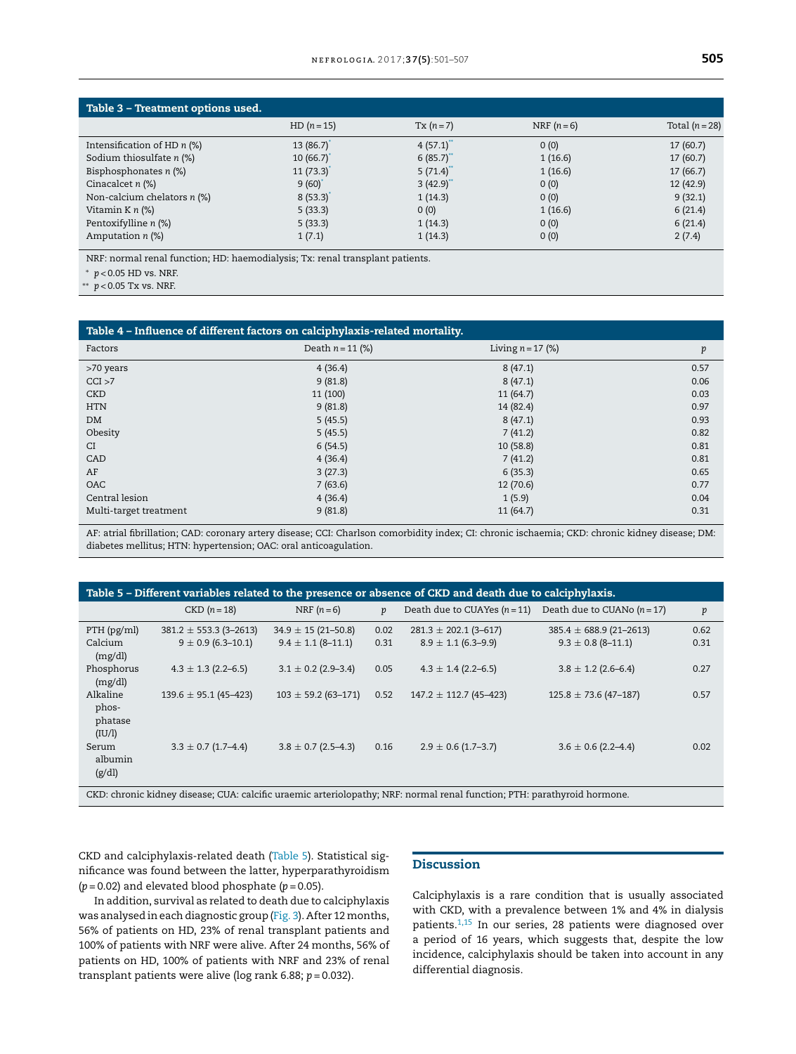**Table 3 – Treatment options used.**

| | HD (n = 15) | Tx (n = 7) | NRF (n = 6) | Total (n = 28) |
|---|---|---|---|---|
| Intensification of HD n (%) | 13 (86.7)* | 4 (57.1)** | 0 (0) | 17 (60.7) |
| Sodium thiosulfate n (%) | 10 (66.7)* | 6 (85.7)** | 1 (16.6) | 17 (60.7) |
| Bisphosphonates n (%) | 11 (73.3)* | 5 (71.4)** | 1 (16.6) | 17 (66.7) |
| Cinacalcet n (%) | 9 (60)* | 3 (42.9)** | 0 (0) | 12 (42.9) |
| Non-calcium chelators n (%) | 8 (53.3)* | 1 (14.3) | 0 (0) | 9 (32.1) |
| Vitamin K n (%) | 5 (33.3) | 0 (0) | 1 (16.6) | 6 (21.4) |
| Pentoxifylline n (%) | 5 (33.3) | 1 (14.3) | 0 (0) | 6 (21.4) |
| Amputation n (%) | 1 (7.1) | 1 (14.3) | 0 (0) | 2 (7.4) |

NRF: normal renal function; HD: haemodialysis; Tx: renal transplant patients.

* $p < 0.05$ HD vs. NRF.

** $p < 0.05$ Tx vs. NRF.

**Table 4 – Influence of different factors on calciphylaxis-related mortality.**

| Factors | Death n = 11 (%) | Living n = 17 (%) | p |
|---|---|---|---|
| >70 years | 4 (36.4) | 8 (47.1) | 0.57 |
| CCI >7 | 9 (81.8) | 8 (47.1) | 0.06 |
| CKD | 11 (100) | 11 (64.7) | 0.03 |
| HTN | 9 (81.8) | 14 (82.4) | 0.97 |
| DM | 5 (45.5) | 8 (47.1) | 0.93 |
| Obesity | 5 (45.5) | 7 (41.2) | 0.82 |
| CI | 6 (54.5) | 10 (58.8) | 0.81 |
| CAD | 4 (36.4) | 7 (41.2) | 0.81 |
| AF | 3 (27.3) | 6 (35.3) | 0.65 |
| OAC | 7 (63.6) | 12 (70.6) | 0.77 |
| Central lesion | 4 (36.4) | 1 (5.9) | 0.04 |
| Multi-target treatment | 9 (81.8) | 11 (64.7) | 0.31 |

AF: atrial fibrillation; CAD: coronary artery disease; CCI: Charlson comorbidity index; CI: chronic ischaemia; CKD: chronic kidney disease; DM: diabetes mellitus; HTN: hypertension; OAC: oral anticoagulation.

**Table 5 – Different variables related to the presence or absence of CKD and death due to calciphylaxis.**

| | CKD (n = 18) | NRF (n = 6) | p | Death due to CUAYes (n = 11) | Death due to CUANo (n = 17) | p |
|---|---|---|---|---|---|---|
| PTH (pg/ml) | 381.2 ± 553.3 (3–2613) | 34.9 ± 15 (21–50.8) | 0.02 | 281.3 ± 202.1 (3–617) | 385.4 ± 688.9 (21–2613) | 0.62 |
| Calcium (mg/dl) | 9 ± 0.9 (6.3–10.1) | 9.4 ± 1.1 (8–11.1) | 0.31 | 8.9 ± 1.1 (6.3–9.9) | 9.3 ± 0.8 (8–11.1) | 0.31 |
| Phosphorus (mg/dl) | 4.3 ± 1.3 (2.2–6.5) | 3.1 ± 0.2 (2.9–3.4) | 0.05 | 4.3 ± 1.4 (2.2–6.5) | 3.8 ± 1.2 (2.6–6.4) | 0.27 |
| Alkaline phosphatase (IU/l) | 139.6 ± 95.1 (45–423) | 103 ± 59.2 (63–171) | 0.52 | 147.2 ± 112.7 (45–423) | 125.8 ± 73.6 (47–187) | 0.57 |
| Serum albumin (g/dl) | 3.3 ± 0.7 (1.7–4.4) | 3.8 ± 0.7 (2.5–4.3) | 0.16 | 2.9 ± 0.6 (1.7–3.7) | 3.6 ± 0.6 (2.2–4.4) | 0.02 |

CKD: chronic kidney disease; CUA: calcific uraemic arteriolopathy; NRF: normal renal function; PTH: parathyroid hormone.

CKD and calciphylaxis-related death (Table 5). Statistical significance was found between the latter, hyperparathyroidism ($p = 0.02$) and elevated blood phosphate ($p = 0.05$).

In addition, survival as related to death due to calciphylaxis was analysed in each diagnostic group (Fig. 3). After 12 months, 56% of patients on HD, 23% of renal transplant patients and 100% of patients with NRF were alive. After 24 months, 56% of patients on HD, 100% of patients with NRF and 23% of renal transplant patients were alive (log rank 6.88; $p = 0.032$).

## Discussion

Calciphylaxis is a rare condition that is usually associated with CKD, with a prevalence between 1% and 4% in dialysis patients.[1,15] In our series, 28 patients were diagnosed over a period of 16 years, which suggests that, despite the low incidence, calciphylaxis should be taken into account in any differential diagnosis.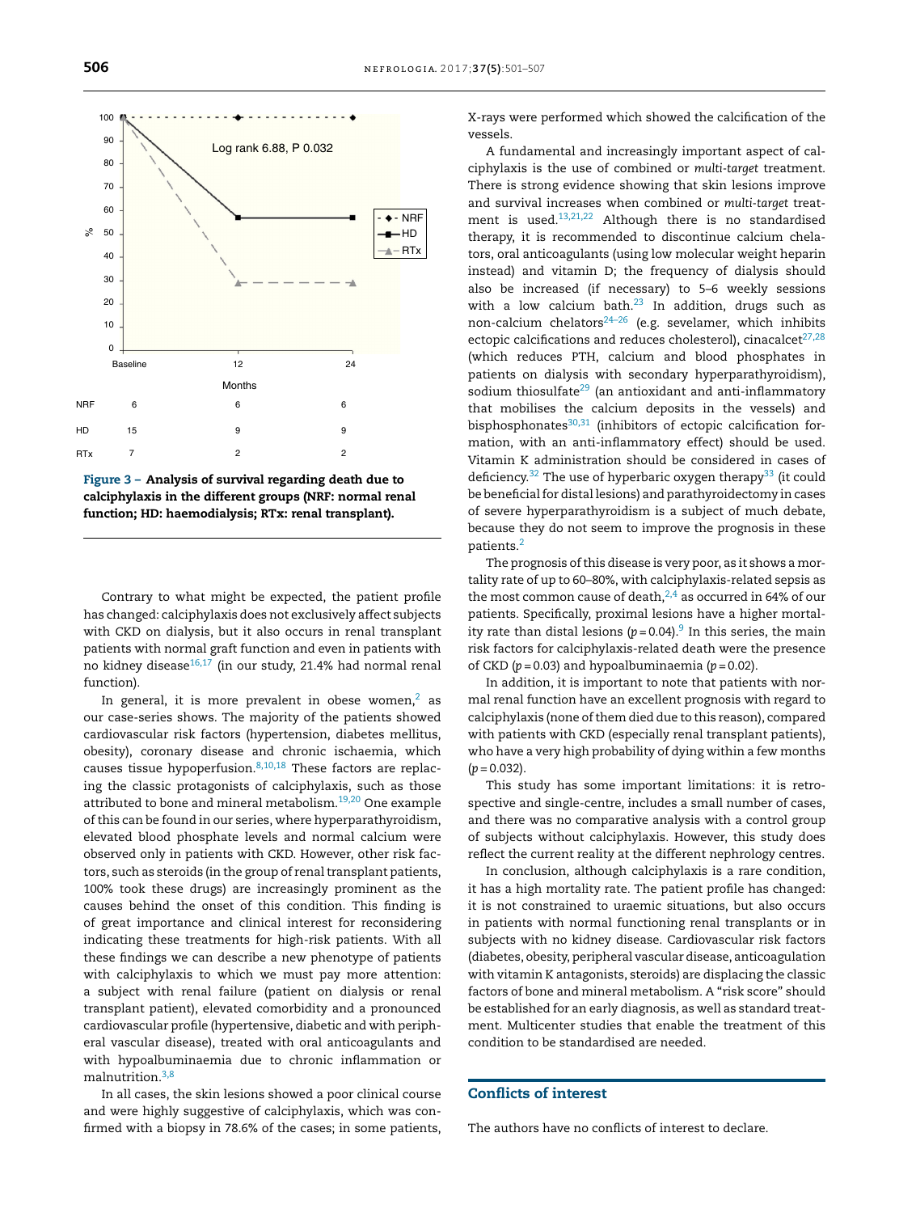| | Baseline | 12 | 24 |
|---|---|---|---|
| NRF | 6 | 6 | 6 |
| HD | 15 | 9 | 9 |
| RTx | 7 | 2 | 2 |

**Figure 3 – Analysis of survival regarding death due to calciphylaxis in the different groups (NRF: normal renal function; HD: haemodialysis; RTx: renal transplant).**

Contrary to what might be expected, the patient profile has changed: calciphylaxis does not exclusively affect subjects with CKD on dialysis, but it also occurs in renal transplant patients with normal graft function and even in patients with no kidney disease[16,17] (in our study, 21.4% had normal renal function).

In general, it is more prevalent in obese women,[2] as our case-series shows. The majority of the patients showed cardiovascular risk factors (hypertension, diabetes mellitus, obesity), coronary disease and chronic ischaemia, which causes tissue hypoperfusion.[8,10,18] These factors are replacing the classic protagonists of calciphylaxis, such as those attributed to bone and mineral metabolism.[19,20] One example of this can be found in our series, where hyperparathyroidism, elevated blood phosphate levels and normal calcium were observed only in patients with CKD. However, other risk factors, such as steroids (in the group of renal transplant patients, 100% took these drugs) are increasingly prominent as the causes behind the onset of this condition. This finding is of great importance and clinical interest for reconsidering indicating these treatments for high-risk patients. With all these findings we can describe a new phenotype of patients with calciphylaxis to which we must pay more attention: a subject with renal failure (patient on dialysis or renal transplant patient), elevated comorbidity and a pronounced cardiovascular profile (hypertensive, diabetic and with peripheral vascular disease), treated with oral anticoagulants and with hypoalbuminaemia due to chronic inflammation or malnutrition.[3,8]

In all cases, the skin lesions showed a poor clinical course and were highly suggestive of calciphylaxis, which was confirmed with a biopsy in 78.6% of the cases; in some patients, X-rays were performed which showed the calcification of the vessels.

A fundamental and increasingly important aspect of calciphylaxis is the use of combined or *multi-target* treatment. There is strong evidence showing that skin lesions improve and survival increases when combined or *multi-target* treatment is used.[13,21,22] Although there is no standardised therapy, it is recommended to discontinue calcium chelators, oral anticoagulants (using low molecular weight heparin instead) and vitamin D; the frequency of dialysis should also be increased (if necessary) to 5–6 weekly sessions with a low calcium bath.[23] In addition, drugs such as non-calcium chelators[24–26] (e.g. sevelamer, which inhibits ectopic calcifications and reduces cholesterol), cinacalcet[27,28] (which reduces PTH, calcium and blood phosphates in patients on dialysis with secondary hyperparathyroidism), sodium thiosulfate[29] (an antioxidant and anti-inflammatory that mobilises the calcium deposits in the vessels) and bisphosphonates[30,31] (inhibitors of ectopic calcification formation, with an anti-inflammatory effect) should be used. Vitamin K administration should be considered in cases of deficiency.[32] The use of hyperbaric oxygen therapy[33] (it could be beneficial for distal lesions) and parathyroidectomy in cases of severe hyperparathyroidism is a subject of much debate, because they do not seem to improve the prognosis in these patients.[2]

The prognosis of this disease is very poor, as it shows a mortality rate of up to 60–80%, with calciphylaxis-related sepsis as the most common cause of death,[2,4] as occurred in 64% of our patients. Specifically, proximal lesions have a higher mortality rate than distal lesions ($p = 0.04$).[9] In this series, the main risk factors for calciphylaxis-related death were the presence of CKD ($p = 0.03$) and hypoalbuminaemia ($p = 0.02$).

In addition, it is important to note that patients with normal renal function have an excellent prognosis with regard to calciphylaxis (none of them died due to this reason), compared with patients with CKD (especially renal transplant patients), who have a very high probability of dying within a few months ($p = 0.032$).

This study has some important limitations: it is retrospective and single-centre, includes a small number of cases, and there was no comparative analysis with a control group of subjects without calciphylaxis. However, this study does reflect the current reality at the different nephrology centres.

In conclusion, although calciphylaxis is a rare condition, it has a high mortality rate. The patient profile has changed: it is not constrained to uraemic situations, but also occurs in patients with normal functioning renal transplants or in subjects with no kidney disease. Cardiovascular risk factors (diabetes, obesity, peripheral vascular disease, anticoagulation with vitamin K antagonists, steroids) are displacing the classic factors of bone and mineral metabolism. A "risk score" should be established for an early diagnosis, as well as standard treatment. Multicenter studies that enable the treatment of this condition to be standardised are needed.

## Conflicts of interest

The authors have no conflicts of interest to declare.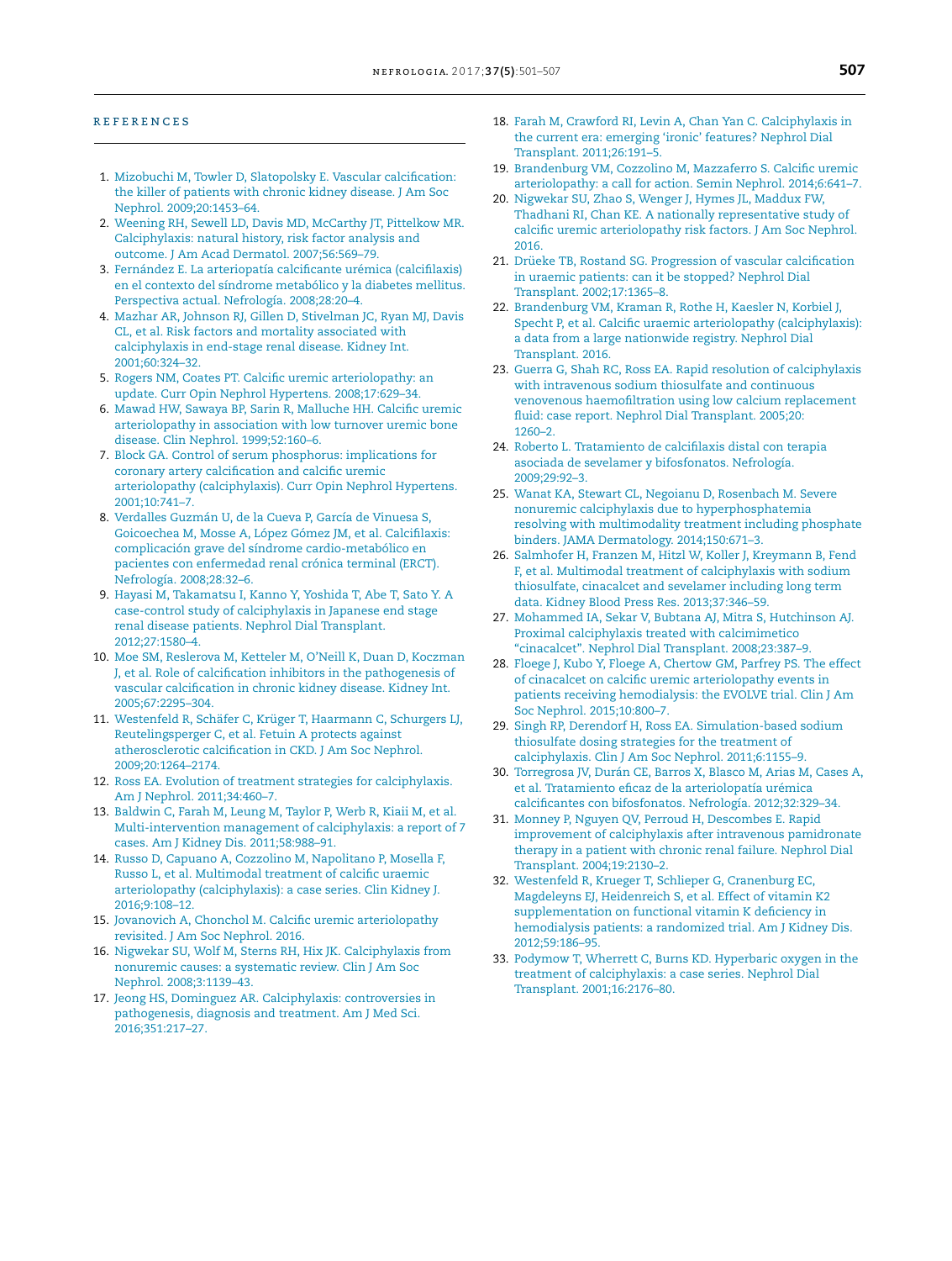## REFERENCES

1. Mizobuchi M, Towler D, Slatopolsky E. Vascular calcification: the killer of patients with chronic kidney disease. J Am Soc Nephrol. 2009;20:1453–64.
2. Weening RH, Sewell LD, Davis MD, McCarthy JT, Pittelkow MR. Calciphylaxis: natural history, risk factor analysis and outcome. J Am Acad Dermatol. 2007;56:569–79.
3. Fernández E. La arteriopatía calcificante urémica (calcifilaxis) en el contexto del síndrome metabólico y la diabetes mellitus. Perspectiva actual. Nefrología. 2008;28:20–4.
4. Mazhar AR, Johnson RJ, Gillen D, Stivelman JC, Ryan MJ, Davis CL, et al. Risk factors and mortality associated with calciphylaxis in end-stage renal disease. Kidney Int. 2001;60:324–32.
5. Rogers NM, Coates PT. Calcific uremic arteriolopathy: an update. Curr Opin Nephrol Hypertens. 2008;17:629–34.
6. Mawad HW, Sawaya BP, Sarin R, Malluche HH. Calcific uremic arteriolopathy in association with low turnover uremic bone disease. Clin Nephrol. 1999;52:160–6.
7. Block GA. Control of serum phosphorus: implications for coronary artery calcification and calcific uremic arteriolopathy (calciphylaxis). Curr Opin Nephrol Hypertens. 2001;10:741–7.
8. Verdalles Guzmán U, de la Cueva P, García de Vinuesa S, Goicoechea M, Mosse A, López Gómez JM, et al. Calcifilaxis: complicación grave del síndrome cardio-metabólico en pacientes con enfermedad renal crónica terminal (ERCT). Nefrología. 2008;28:32–6.
9. Hayasi M, Takamatsu I, Kanno Y, Yoshida T, Abe T, Sato Y. A case-control study of calciphylaxis in Japanese end stage renal disease patients. Nephrol Dial Transplant. 2012;27:1580–4.
10. Moe SM, Reslerova M, Ketteler M, O'Neill K, Duan D, Koczman J, et al. Role of calcification inhibitors in the pathogenesis of vascular calcification in chronic kidney disease. Kidney Int. 2005;67:2295–304.
11. Westenfeld R, Schäfer C, Krüger T, Haarmann C, Schurgers LJ, Reutelingsperger C, et al. Fetuin A protects against atherosclerotic calcification in CKD. J Am Soc Nephrol. 2009;20:1264–2174.
12. Ross EA. Evolution of treatment strategies for calciphylaxis. Am J Nephrol. 2011;34:460–7.
13. Baldwin C, Farah M, Leung M, Taylor P, Werb R, Kiaii M, et al. Multi-intervention management of calciphylaxis: a report of 7 cases. Am J Kidney Dis. 2011;58:988–91.
14. Russo D, Capuano A, Cozzolino M, Napolitano P, Mosella F, Russo L, et al. Multimodal treatment of calcific uraemic arteriolopathy (calciphylaxis): a case series. Clin Kidney J. 2016;9:108–12.
15. Jovanovich A, Chonchol M. Calcific uremic arteriolopathy revisited. J Am Soc Nephrol. 2016.
16. Nigwekar SU, Wolf M, Sterns RH, Hix JK. Calciphylaxis from nonuremic causes: a systematic review. Clin J Am Soc Nephrol. 2008;3:1139–43.
17. Jeong HS, Dominguez AR. Calciphylaxis: controversies in pathogenesis, diagnosis and treatment. Am J Med Sci. 2016;351:217–27.
18. Farah M, Crawford RI, Levin A, Chan Yan C. Calciphylaxis in the current era: emerging 'ironic' features? Nephrol Dial Transplant. 2011;26:191–5.
19. Brandenburg VM, Cozzolino M, Mazzaferro S. Calcific uremic arteriolopathy: a call for action. Semin Nephrol. 2014;6:641–7.
20. Nigwekar SU, Zhao S, Wenger J, Hymes JL, Maddux FW, Thadhani RI, Chan KE. A nationally representative study of calcific uremic arteriolopathy risk factors. J Am Soc Nephrol. 2016.
21. Drüeke TB, Rostand SG. Progression of vascular calcification in uraemic patients: can it be stopped? Nephrol Dial Transplant. 2002;17:1365–8.
22. Brandenburg VM, Kraman R, Rothe H, Kaesler N, Korbiel J, Specht P, et al. Calcific uraemic arteriolopathy (calciphylaxis): a data from a large nationwide registry. Nephrol Dial Transplant. 2016.
23. Guerra G, Shah RC, Ross EA. Rapid resolution of calciphylaxis with intravenous sodium thiosulfate and continuous venovenous haemofiltration using low calcium replacement fluid: case report. Nephrol Dial Transplant. 2005;20:1260–2.
24. Roberto L. Tratamiento de calcifilaxis distal con terapia asociada de sevelamer y bifosfonatos. Nefrología. 2009;29:92–3.
25. Wanat KA, Stewart CL, Negoianu D, Rosenbach M. Severe nonuremic calciphylaxis due to hyperphosphatemia resolving with multimodality treatment including phosphate binders. JAMA Dermatology. 2014;150:671–3.
26. Salmhofer H, Franzen M, Hitzl W, Koller J, Kreymann B, Fend F, et al. Multimodal treatment of calciphylaxis with sodium thiosulfate, cinacalcet and sevelamer including long term data. Kidney Blood Press Res. 2013;37:346–59.
27. Mohammed IA, Sekar V, Bubtana AJ, Mitra S, Hutchinson AJ. Proximal calciphylaxis treated with calcimimetico "cinacalcet". Nephrol Dial Transplant. 2008;23:387–9.
28. Floege J, Kubo Y, Floege A, Chertow GM, Parfrey PS. The effect of cinacalcet on calcific uremic arteriolopathy events in patients receiving hemodialysis: the EVOLVE trial. Clin J Am Soc Nephrol. 2015;10:800–7.
29. Singh RP, Derendorf H, Ross EA. Simulation-based sodium thiosulfate dosing strategies for the treatment of calciphylaxis. Clin J Am Soc Nephrol. 2011;6:1155–9.
30. Torregrosa JV, Durán CE, Barros X, Blasco M, Arias M, Cases A, et al. Tratamiento eficaz de la arteriolopatía urémica calcificantes con bifosfonatos. Nefrología. 2012;32:329–34.
31. Monney P, Nguyen QV, Perroud H, Descombes E. Rapid improvement of calciphylaxis after intravenous pamidronate therapy in a patient with chronic renal failure. Nephrol Dial Transplant. 2004;19:2130–2.
32. Westenfeld R, Krueger T, Schlieper G, Cranenburg EC, Magdeleyns EJ, Heidenreich S, et al. Effect of vitamin K2 supplementation on functional vitamin K deficiency in hemodialysis patients: a randomized trial. Am J Kidney Dis. 2012;59:186–95.
33. Podymow T, Wherrett C, Burns KD. Hyperbaric oxygen in the treatment of calciphylaxis: a case series. Nephrol Dial Transplant. 2001;16:2176–80.